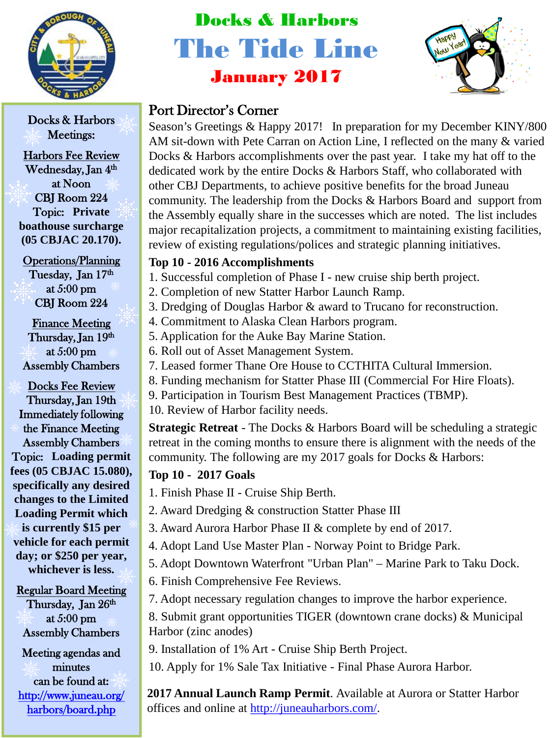# Docks & Harbors

# The Tide Line

## January 2017

## Port Director's Corner

Season's Greetings & Happy 2017! In preparation for my December KINY/800 AM sit-down with Pete Carran on Action Line, I reflected on the many & varied Docks & Harbors accomplishments over the past year. I take my hat off to the dedicated work by the entire Docks & Harbors Staff, who collaborated with other CBJ Departments, to achieve positive benefits for the broad Juneau community. The leadership from the Docks & Harbors Board and support from the Assembly equally share in the successes which are noted. The list includes major recapitalization projects, a commitment to maintaining existing facilities, review of existing regulations/polices and strategic planning initiatives.

**Top 10 - 2016 Accomplishments**

1. Successful completion of Phase I - new cruise ship berth project.
2. Completion of new Statter Harbor Launch Ramp.
3. Dredging of Douglas Harbor & award to Trucano for reconstruction.
4. Commitment to Alaska Clean Harbors program.
5. Application for the Auke Bay Marine Station.
6. Roll out of Asset Management System.
7. Leased former Thane Ore House to CCTHITA Cultural Immersion.
8. Funding mechanism for Statter Phase III (Commercial For Hire Floats).
9. Participation in Tourism Best Management Practices (TBMP).
10. Review of Harbor facility needs.

**Strategic Retreat** - The Docks & Harbors Board will be scheduling a strategic retreat in the coming months to ensure there is alignment with the needs of the community. The following are my 2017 goals for Docks & Harbors:

**Top 10 - 2017 Goals**

1. Finish Phase II - Cruise Ship Berth.
2. Award Dredging & construction Statter Phase III
3. Award Aurora Harbor Phase II & complete by end of 2017.
4. Adopt Land Use Master Plan - Norway Point to Bridge Park.
5. Adopt Downtown Waterfront "Urban Plan" – Marine Park to Taku Dock.
6. Finish Comprehensive Fee Reviews.
7. Adopt necessary regulation changes to improve the harbor experience.
8. Submit grant opportunities TIGER (downtown crane docks) & Municipal Harbor (zinc anodes)
9. Installation of 1% Art - Cruise Ship Berth Project.
10. Apply for 1% Sale Tax Initiative - Final Phase Aurora Harbor.

**2017 Annual Launch Ramp Permit**. Available at Aurora or Statter Harbor offices and online at http://juneauharbors.com/.

---

### Docks & Harbors Meetings:

**Harbors Fee Review**
Wednesday, Jan 4th
at Noon
CBJ Room 224
Topic: **Private boathouse surcharge (05 CBJAC 20.170).**

**Operations/Planning**
Tuesday, Jan 17th
at 5:00 pm
CBJ Room 224

**Finance Meeting**
Thursday, Jan 19th
at 5:00 pm
Assembly Chambers

**Docks Fee Review**
Thursday, Jan 19th
Immediately following the Finance Meeting
Assembly Chambers
Topic: **Loading permit fees (05 CBJAC 15.080), specifically any desired changes to the Limited Loading Permit which is currently $15 per vehicle for each permit day; or $250 per year, whichever is less.**

**Regular Board Meeting**
Thursday, Jan 26th
at 5:00 pm
Assembly Chambers

Meeting agendas and minutes can be found at: http://www.juneau.org/harbors/board.php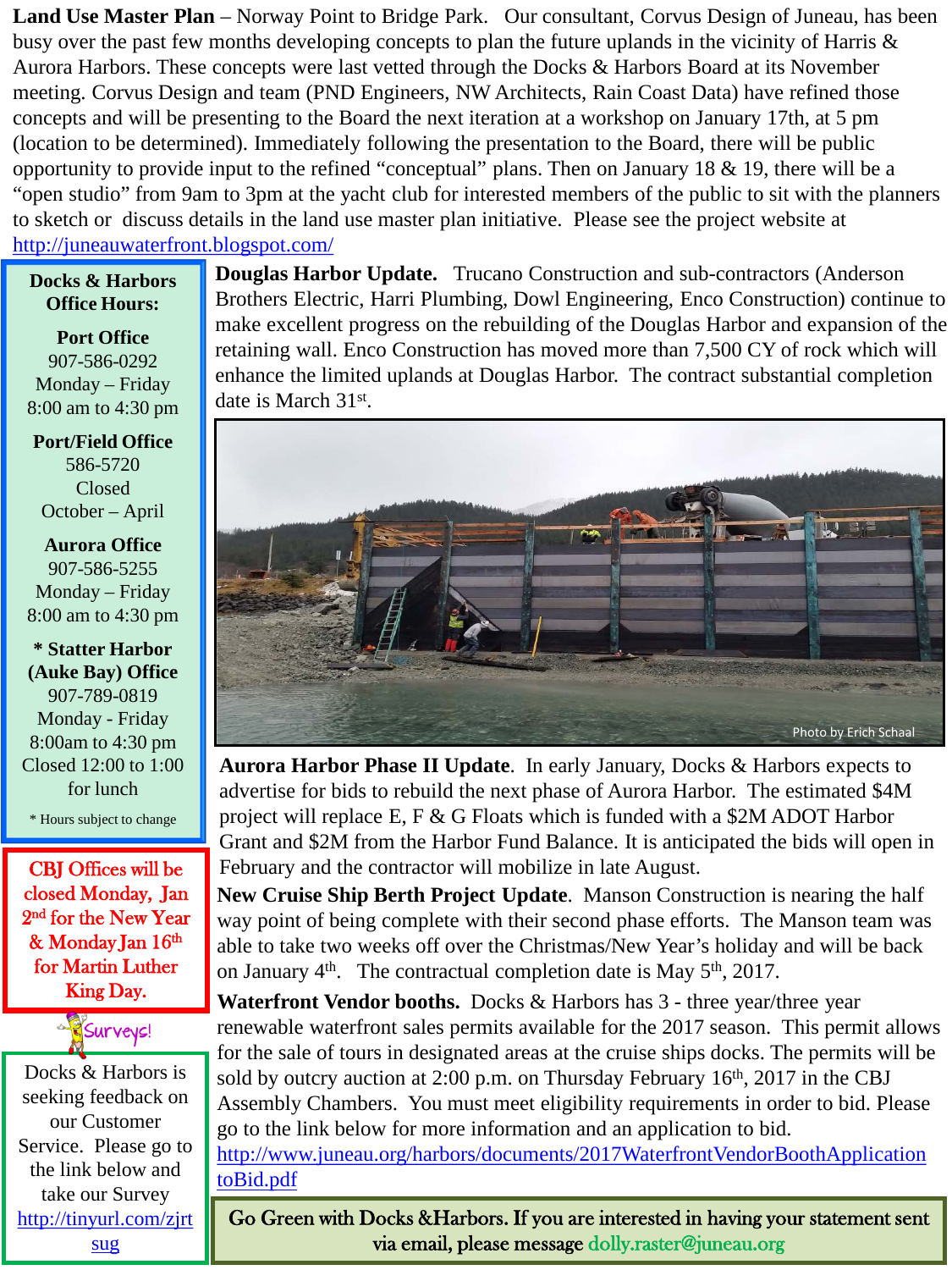**Land Use Master Plan** – Norway Point to Bridge Park. Our consultant, Corvus Design of Juneau, has been busy over the past few months developing concepts to plan the future uplands in the vicinity of Harris & Aurora Harbors. These concepts were last vetted through the Docks & Harbors Board at its November meeting. Corvus Design and team (PND Engineers, NW Architects, Rain Coast Data) have refined those concepts and will be presenting to the Board the next iteration at a workshop on January 17th, at 5 pm (location to be determined). Immediately following the presentation to the Board, there will be public opportunity to provide input to the refined "conceptual" plans. Then on January 18 & 19, there will be a "open studio" from 9am to 3pm at the yacht club for interested members of the public to sit with the planners to sketch or discuss details in the land use master plan initiative. Please see the project website at http://juneauwaterfront.blogspot.com/

**Douglas Harbor Update.** Trucano Construction and sub-contractors (Anderson Brothers Electric, Harri Plumbing, Dowl Engineering, Enco Construction) continue to make excellent progress on the rebuilding of the Douglas Harbor and expansion of the retaining wall. Enco Construction has moved more than 7,500 CY of rock which will enhance the limited uplands at Douglas Harbor. The contract substantial completion date is March 31st.

Photo by Erich Schaal

**Aurora Harbor Phase II Update**. In early January, Docks & Harbors expects to advertise for bids to rebuild the next phase of Aurora Harbor. The estimated $4M project will replace E, F & G Floats which is funded with a $2M ADOT Harbor Grant and $2M from the Harbor Fund Balance. It is anticipated the bids will open in February and the contractor will mobilize in late August.

**New Cruise Ship Berth Project Update**. Manson Construction is nearing the half way point of being complete with their second phase efforts. The Manson team was able to take two weeks off over the Christmas/New Year's holiday and will be back on January 4th. The contractual completion date is May 5th, 2017.

**Waterfront Vendor booths.** Docks & Harbors has 3 - three year/three year renewable waterfront sales permits available for the 2017 season. This permit allows for the sale of tours in designated areas at the cruise ships docks. The permits will be sold by outcry auction at 2:00 p.m. on Thursday February 16th, 2017 in the CBJ Assembly Chambers. You must meet eligibility requirements in order to bid. Please go to the link below for more information and an application to bid.
http://www.juneau.org/harbors/documents/2017WaterfrontVendorBoothApplicationtoBid.pdf

**Docks & Harbors Office Hours:**

**Port Office**
907-586-0292
Monday – Friday
8:00 am to 4:30 pm

**Port/Field Office**
586-5720
Closed
October – April

**Aurora Office**
907-586-5255
Monday – Friday
8:00 am to 4:30 pm

**\* Statter Harbor (Auke Bay) Office**
907-789-0819
Monday - Friday
8:00am to 4:30 pm
Closed 12:00 to 1:00 for lunch

\* Hours subject to change

**CBJ Offices will be closed Monday, Jan 2nd for the New Year & Monday Jan 16th for Martin Luther King Day.**

Surveys!

Docks & Harbors is seeking feedback on our Customer Service. Please go to the link below and take our Survey http://tinyurl.com/zjrtsug

**Go Green with Docks &Harbors. If you are interested in having your statement sent via email, please message dolly.raster@juneau.org**